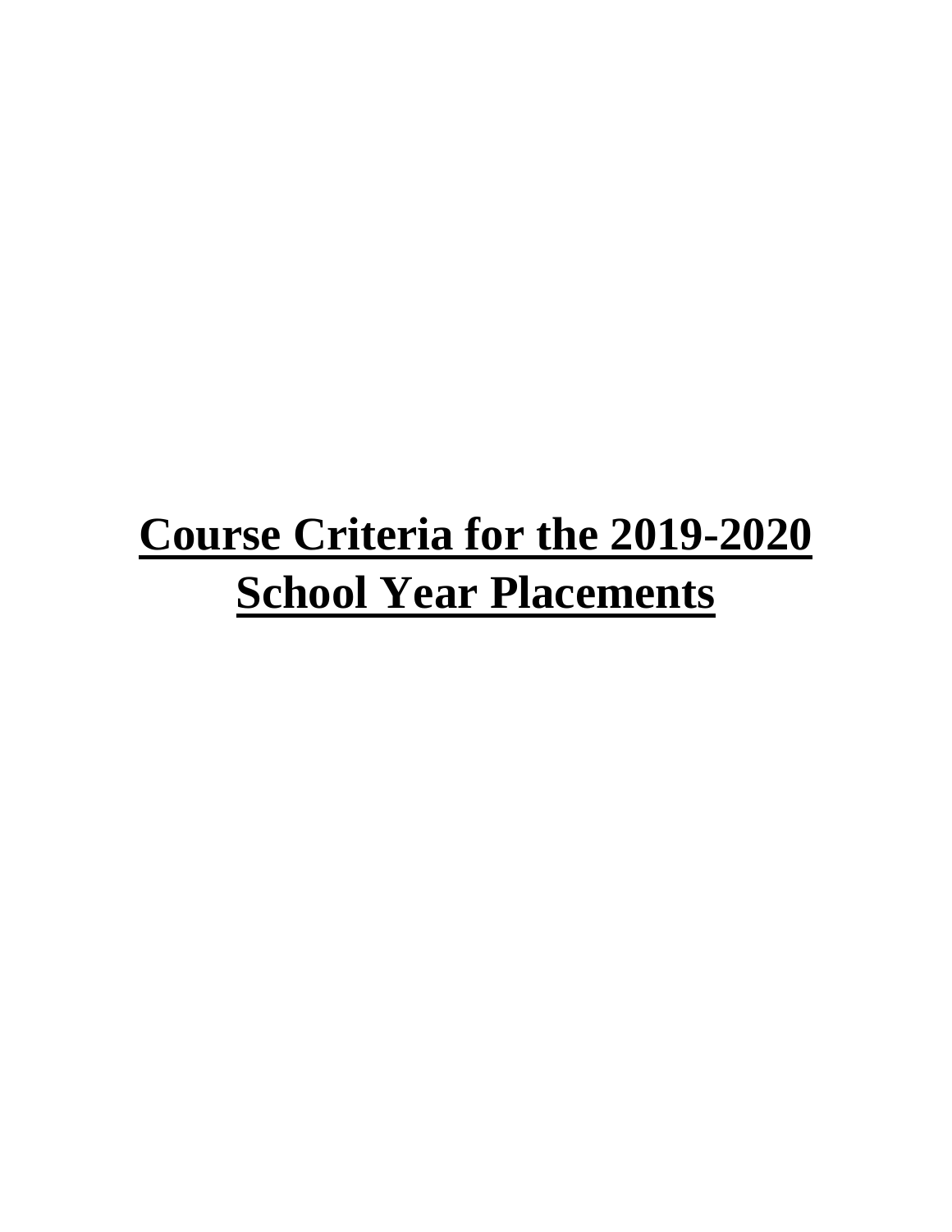# Course Criteria for the 2019-2020 School Year Placements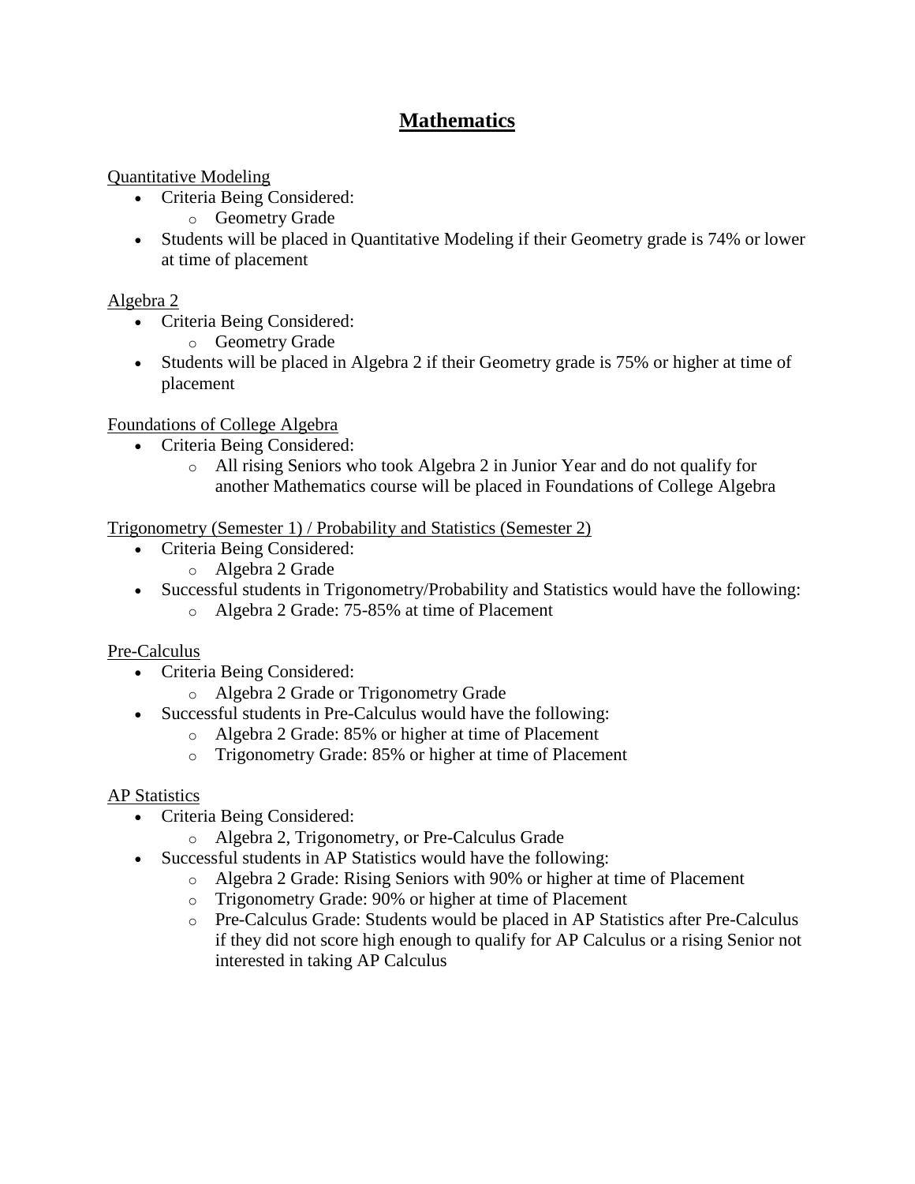# Mathematics

Quantitative Modeling

- Criteria Being Considered:
  - Geometry Grade
- Students will be placed in Quantitative Modeling if their Geometry grade is 74% or lower at time of placement

Algebra 2

- Criteria Being Considered:
  - Geometry Grade
- Students will be placed in Algebra 2 if their Geometry grade is 75% or higher at time of placement

Foundations of College Algebra

- Criteria Being Considered:
  - All rising Seniors who took Algebra 2 in Junior Year and do not qualify for another Mathematics course will be placed in Foundations of College Algebra

Trigonometry (Semester 1) / Probability and Statistics (Semester 2)

- Criteria Being Considered:
  - Algebra 2 Grade
- Successful students in Trigonometry/Probability and Statistics would have the following:
  - Algebra 2 Grade: 75-85% at time of Placement

Pre-Calculus

- Criteria Being Considered:
  - Algebra 2 Grade or Trigonometry Grade
- Successful students in Pre-Calculus would have the following:
  - Algebra 2 Grade: 85% or higher at time of Placement
  - Trigonometry Grade: 85% or higher at time of Placement

AP Statistics

- Criteria Being Considered:
  - Algebra 2, Trigonometry, or Pre-Calculus Grade
- Successful students in AP Statistics would have the following:
  - Algebra 2 Grade: Rising Seniors with 90% or higher at time of Placement
  - Trigonometry Grade: 90% or higher at time of Placement
  - Pre-Calculus Grade: Students would be placed in AP Statistics after Pre-Calculus if they did not score high enough to qualify for AP Calculus or a rising Senior not interested in taking AP Calculus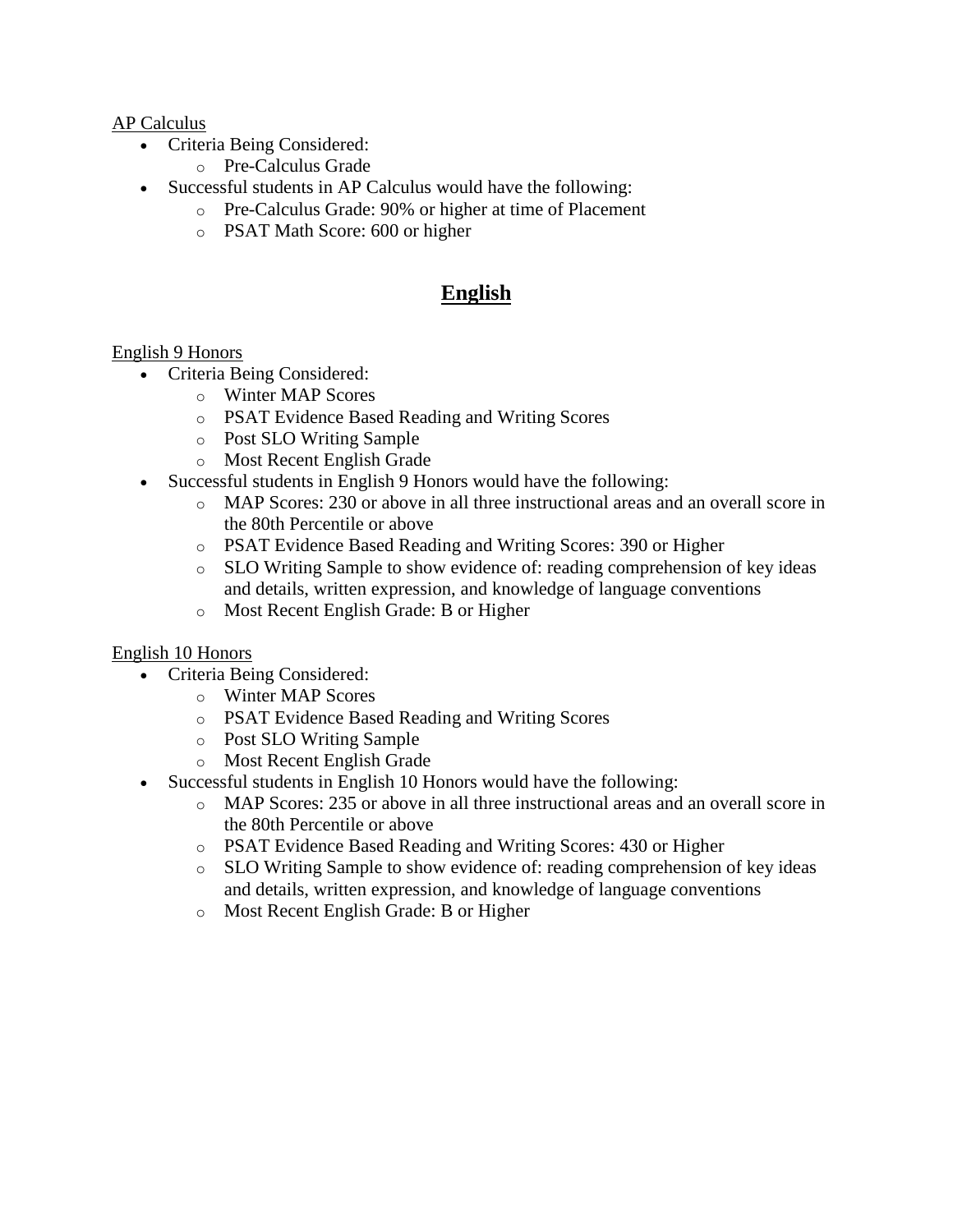AP Calculus

- Criteria Being Considered:
  - Pre-Calculus Grade
- Successful students in AP Calculus would have the following:
  - Pre-Calculus Grade: 90% or higher at time of Placement
  - PSAT Math Score: 600 or higher

## English

English 9 Honors

- Criteria Being Considered:
  - Winter MAP Scores
  - PSAT Evidence Based Reading and Writing Scores
  - Post SLO Writing Sample
  - Most Recent English Grade
- Successful students in English 9 Honors would have the following:
  - MAP Scores: 230 or above in all three instructional areas and an overall score in the 80th Percentile or above
  - PSAT Evidence Based Reading and Writing Scores: 390 or Higher
  - SLO Writing Sample to show evidence of: reading comprehension of key ideas and details, written expression, and knowledge of language conventions
  - Most Recent English Grade: B or Higher

English 10 Honors

- Criteria Being Considered:
  - Winter MAP Scores
  - PSAT Evidence Based Reading and Writing Scores
  - Post SLO Writing Sample
  - Most Recent English Grade
- Successful students in English 10 Honors would have the following:
  - MAP Scores: 235 or above in all three instructional areas and an overall score in the 80th Percentile or above
  - PSAT Evidence Based Reading and Writing Scores: 430 or Higher
  - SLO Writing Sample to show evidence of: reading comprehension of key ideas and details, written expression, and knowledge of language conventions
  - Most Recent English Grade: B or Higher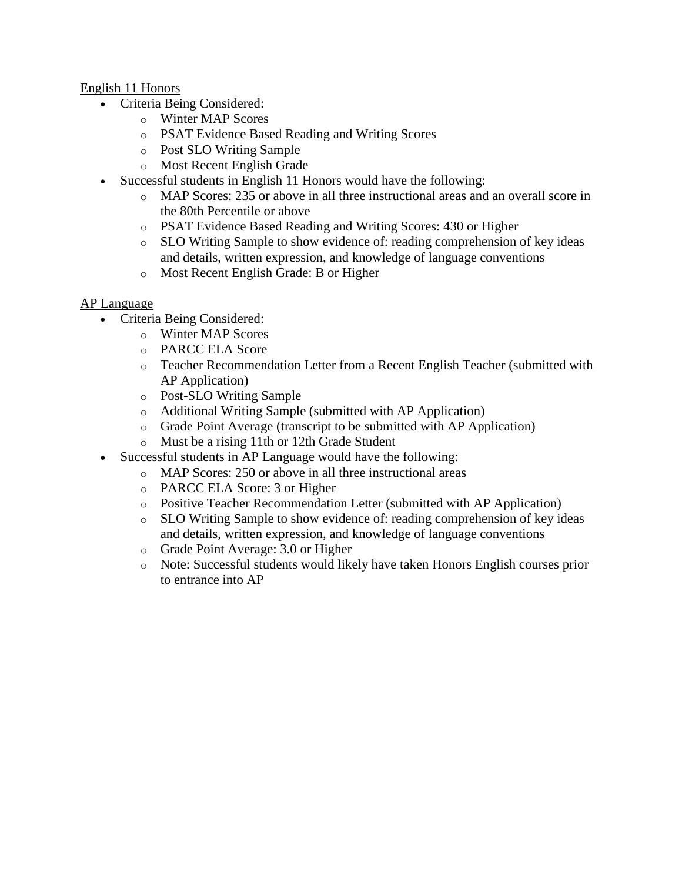English 11 Honors

- Criteria Being Considered:
  - Winter MAP Scores
  - PSAT Evidence Based Reading and Writing Scores
  - Post SLO Writing Sample
  - Most Recent English Grade
- Successful students in English 11 Honors would have the following:
  - MAP Scores: 235 or above in all three instructional areas and an overall score in the 80th Percentile or above
  - PSAT Evidence Based Reading and Writing Scores: 430 or Higher
  - SLO Writing Sample to show evidence of: reading comprehension of key ideas and details, written expression, and knowledge of language conventions
  - Most Recent English Grade: B or Higher

AP Language

- Criteria Being Considered:
  - Winter MAP Scores
  - PARCC ELA Score
  - Teacher Recommendation Letter from a Recent English Teacher (submitted with AP Application)
  - Post-SLO Writing Sample
  - Additional Writing Sample (submitted with AP Application)
  - Grade Point Average (transcript to be submitted with AP Application)
  - Must be a rising 11th or 12th Grade Student
- Successful students in AP Language would have the following:
  - MAP Scores: 250 or above in all three instructional areas
  - PARCC ELA Score: 3 or Higher
  - Positive Teacher Recommendation Letter (submitted with AP Application)
  - SLO Writing Sample to show evidence of: reading comprehension of key ideas and details, written expression, and knowledge of language conventions
  - Grade Point Average: 3.0 or Higher
  - Note: Successful students would likely have taken Honors English courses prior to entrance into AP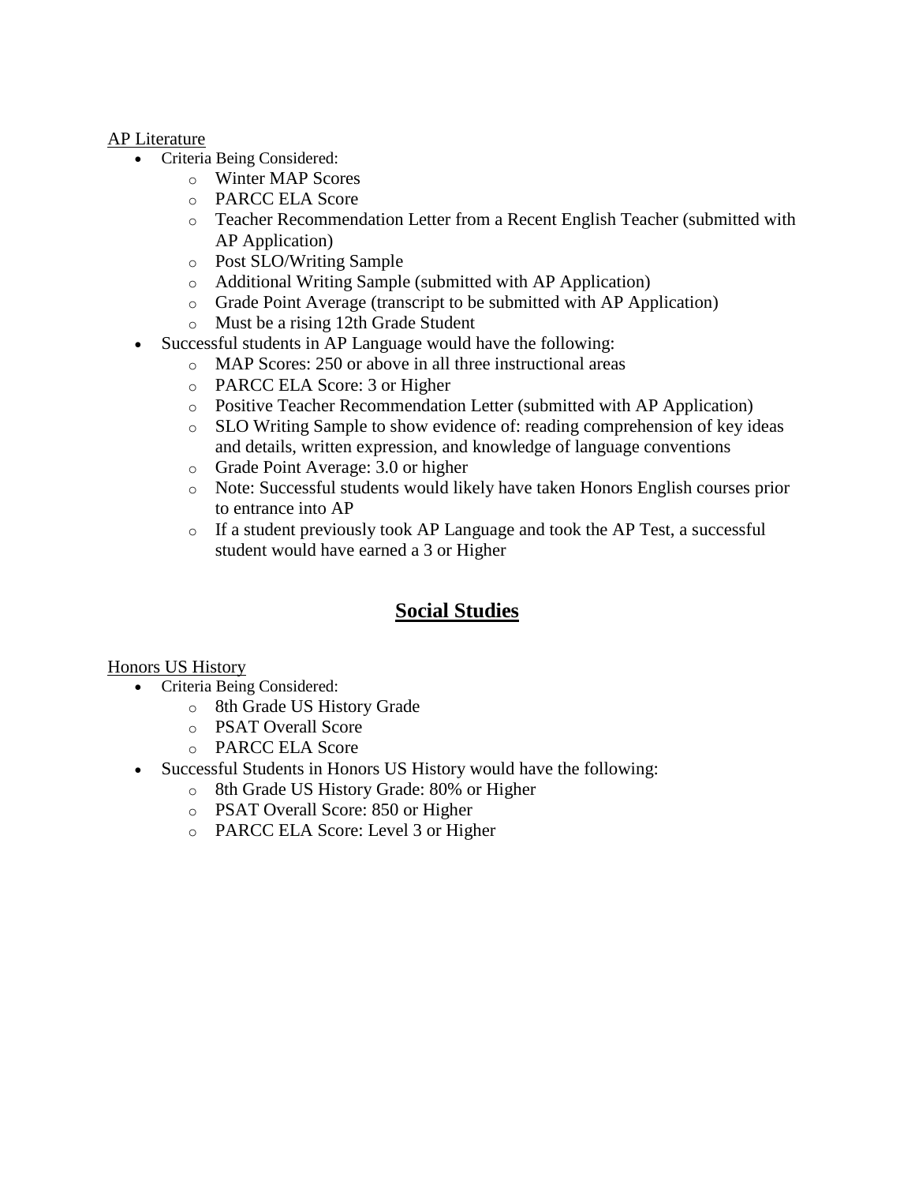AP Literature

- Criteria Being Considered:
  - Winter MAP Scores
  - PARCC ELA Score
  - Teacher Recommendation Letter from a Recent English Teacher (submitted with AP Application)
  - Post SLO/Writing Sample
  - Additional Writing Sample (submitted with AP Application)
  - Grade Point Average (transcript to be submitted with AP Application)
  - Must be a rising 12th Grade Student
- Successful students in AP Language would have the following:
  - MAP Scores: 250 or above in all three instructional areas
  - PARCC ELA Score: 3 or Higher
  - Positive Teacher Recommendation Letter (submitted with AP Application)
  - SLO Writing Sample to show evidence of: reading comprehension of key ideas and details, written expression, and knowledge of language conventions
  - Grade Point Average: 3.0 or higher
  - Note: Successful students would likely have taken Honors English courses prior to entrance into AP
  - If a student previously took AP Language and took the AP Test, a successful student would have earned a 3 or Higher

## **Social Studies**

Honors US History

- Criteria Being Considered:
  - 8th Grade US History Grade
  - PSAT Overall Score
  - PARCC ELA Score
- Successful Students in Honors US History would have the following:
  - 8th Grade US History Grade: 80% or Higher
  - PSAT Overall Score: 850 or Higher
  - PARCC ELA Score: Level 3 or Higher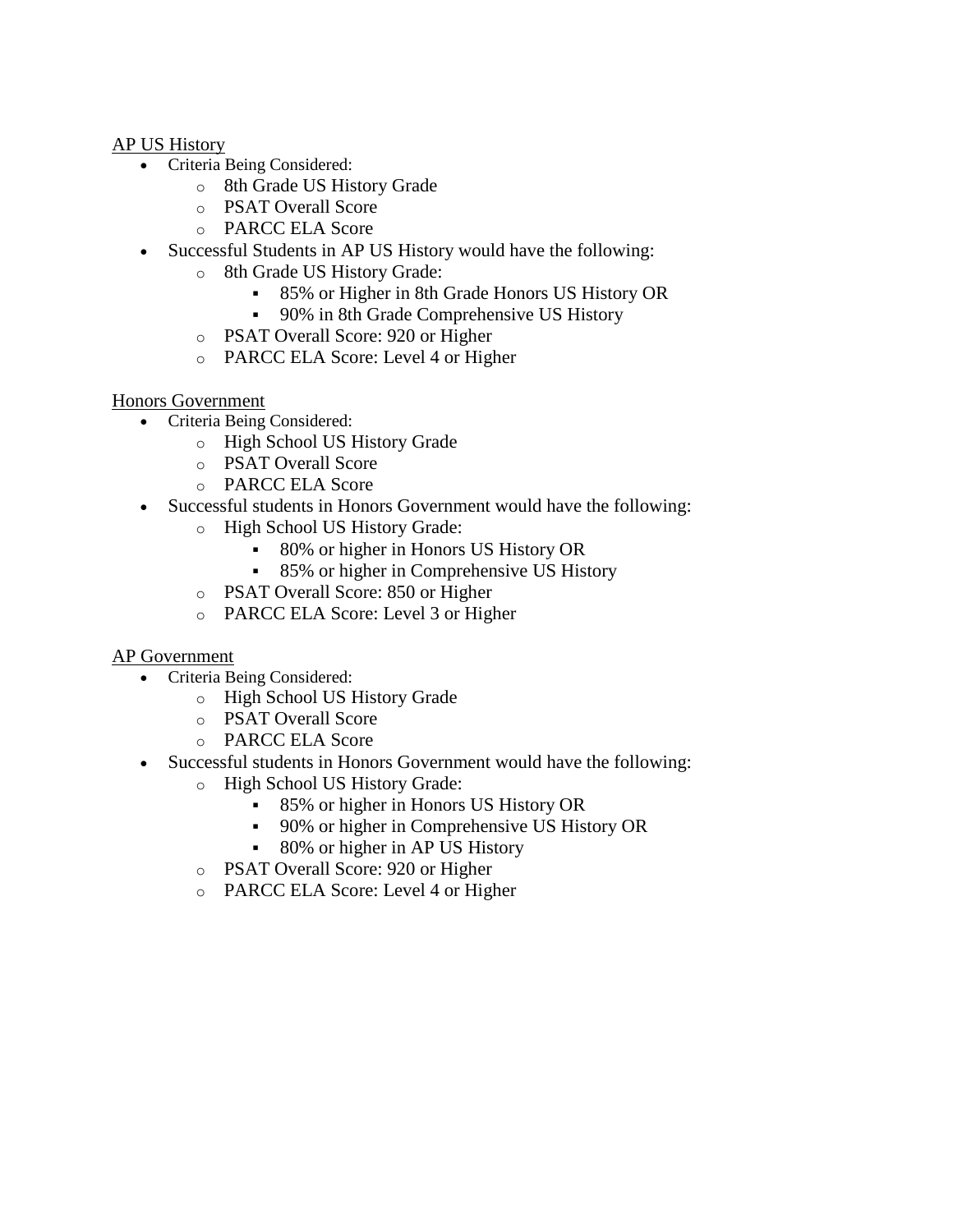<u>AP US History</u>

- Criteria Being Considered:
  - 8th Grade US History Grade
  - PSAT Overall Score
  - PARCC ELA Score
- Successful Students in AP US History would have the following:
  - 8th Grade US History Grade:
    - 85% or Higher in 8th Grade Honors US History OR
    - 90% in 8th Grade Comprehensive US History
  - PSAT Overall Score: 920 or Higher
  - PARCC ELA Score: Level 4 or Higher

<u>Honors Government</u>

- Criteria Being Considered:
  - High School US History Grade
  - PSAT Overall Score
  - PARCC ELA Score
- Successful students in Honors Government would have the following:
  - High School US History Grade:
    - 80% or higher in Honors US History OR
    - 85% or higher in Comprehensive US History
  - PSAT Overall Score: 850 or Higher
  - PARCC ELA Score: Level 3 or Higher

<u>AP Government</u>

- Criteria Being Considered:
  - High School US History Grade
  - PSAT Overall Score
  - PARCC ELA Score
- Successful students in Honors Government would have the following:
  - High School US History Grade:
    - 85% or higher in Honors US History OR
    - 90% or higher in Comprehensive US History OR
    - 80% or higher in AP US History
  - PSAT Overall Score: 920 or Higher
  - PARCC ELA Score: Level 4 or Higher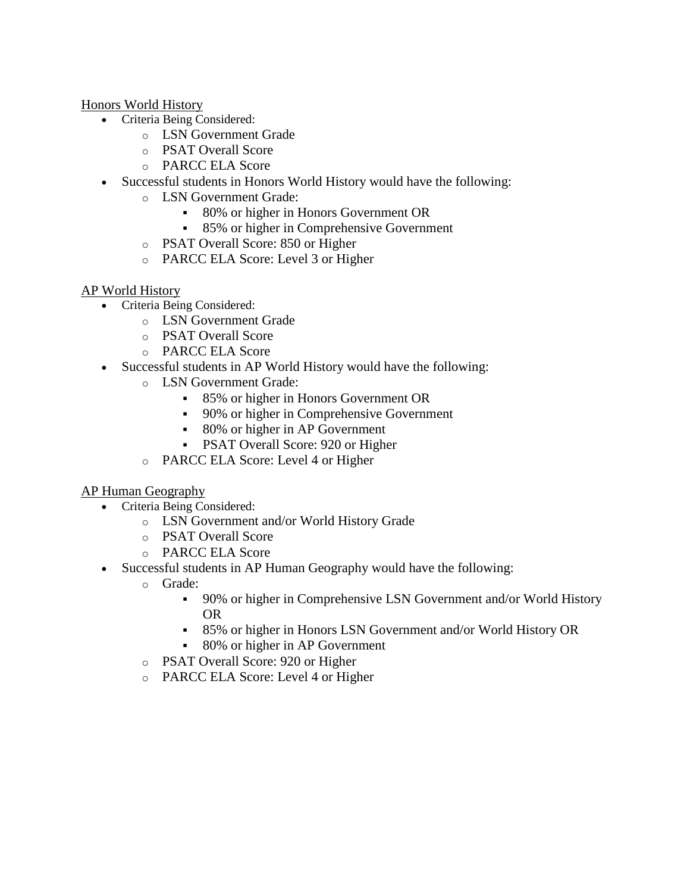<u>Honors World History</u>

- Criteria Being Considered:
  - LSN Government Grade
  - PSAT Overall Score
  - PARCC ELA Score
- Successful students in Honors World History would have the following:
  - LSN Government Grade:
    - 80% or higher in Honors Government OR
    - 85% or higher in Comprehensive Government
  - PSAT Overall Score: 850 or Higher
  - PARCC ELA Score: Level 3 or Higher

<u>AP World History</u>

- Criteria Being Considered:
  - LSN Government Grade
  - PSAT Overall Score
  - PARCC ELA Score
- Successful students in AP World History would have the following:
  - LSN Government Grade:
    - 85% or higher in Honors Government OR
    - 90% or higher in Comprehensive Government
    - 80% or higher in AP Government
    - PSAT Overall Score: 920 or Higher
  - PARCC ELA Score: Level 4 or Higher

<u>AP Human Geography</u>

- Criteria Being Considered:
  - LSN Government and/or World History Grade
  - PSAT Overall Score
  - PARCC ELA Score
- Successful students in AP Human Geography would have the following:
  - Grade:
    - 90% or higher in Comprehensive LSN Government and/or World History OR
    - 85% or higher in Honors LSN Government and/or World History OR
    - 80% or higher in AP Government
  - PSAT Overall Score: 920 or Higher
  - PARCC ELA Score: Level 4 or Higher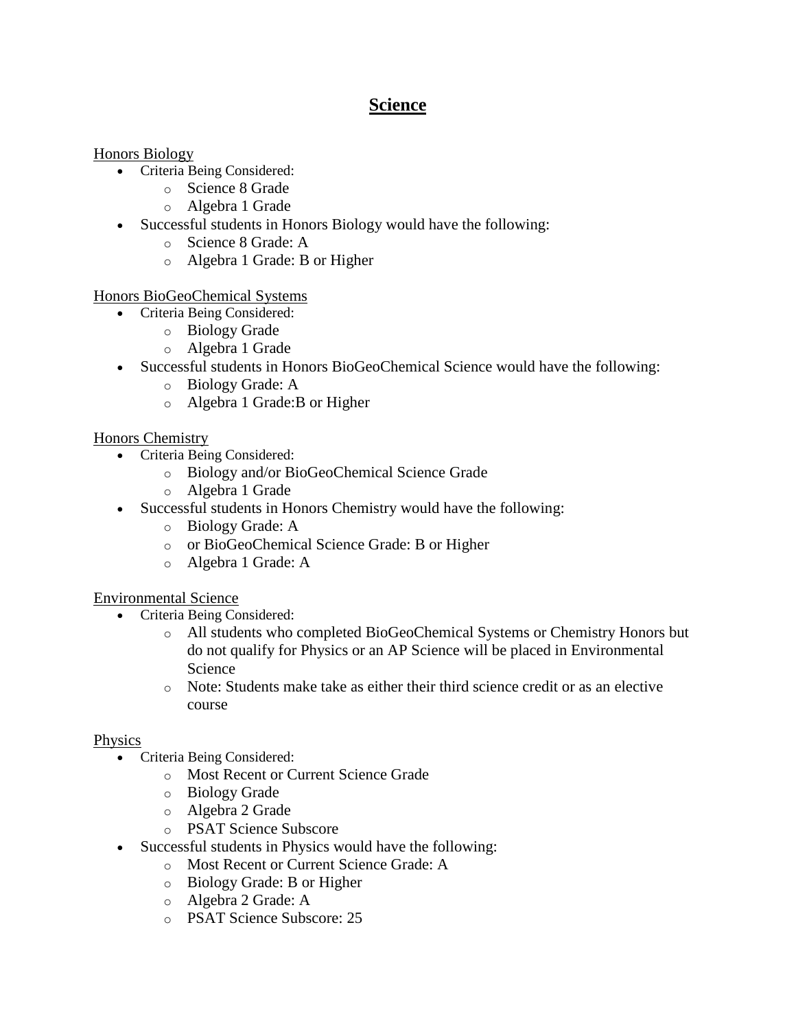# Science

Honors Biology

- Criteria Being Considered:
  - Science 8 Grade
  - Algebra 1 Grade
- Successful students in Honors Biology would have the following:
  - Science 8 Grade: A
  - Algebra 1 Grade: B or Higher

Honors BioGeoChemical Systems

- Criteria Being Considered:
  - Biology Grade
  - Algebra 1 Grade
- Successful students in Honors BioGeoChemical Science would have the following:
  - Biology Grade: A
  - Algebra 1 Grade:B or Higher

Honors Chemistry

- Criteria Being Considered:
  - Biology and/or BioGeoChemical Science Grade
  - Algebra 1 Grade
- Successful students in Honors Chemistry would have the following:
  - Biology Grade: A
  - or BioGeoChemical Science Grade: B or Higher
  - Algebra 1 Grade: A

Environmental Science

- Criteria Being Considered:
  - All students who completed BioGeoChemical Systems or Chemistry Honors but do not qualify for Physics or an AP Science will be placed in Environmental Science
  - Note: Students make take as either their third science credit or as an elective course

Physics

- Criteria Being Considered:
  - Most Recent or Current Science Grade
  - Biology Grade
  - Algebra 2 Grade
  - PSAT Science Subscore
- Successful students in Physics would have the following:
  - Most Recent or Current Science Grade: A
  - Biology Grade: B or Higher
  - Algebra 2 Grade: A
  - PSAT Science Subscore: 25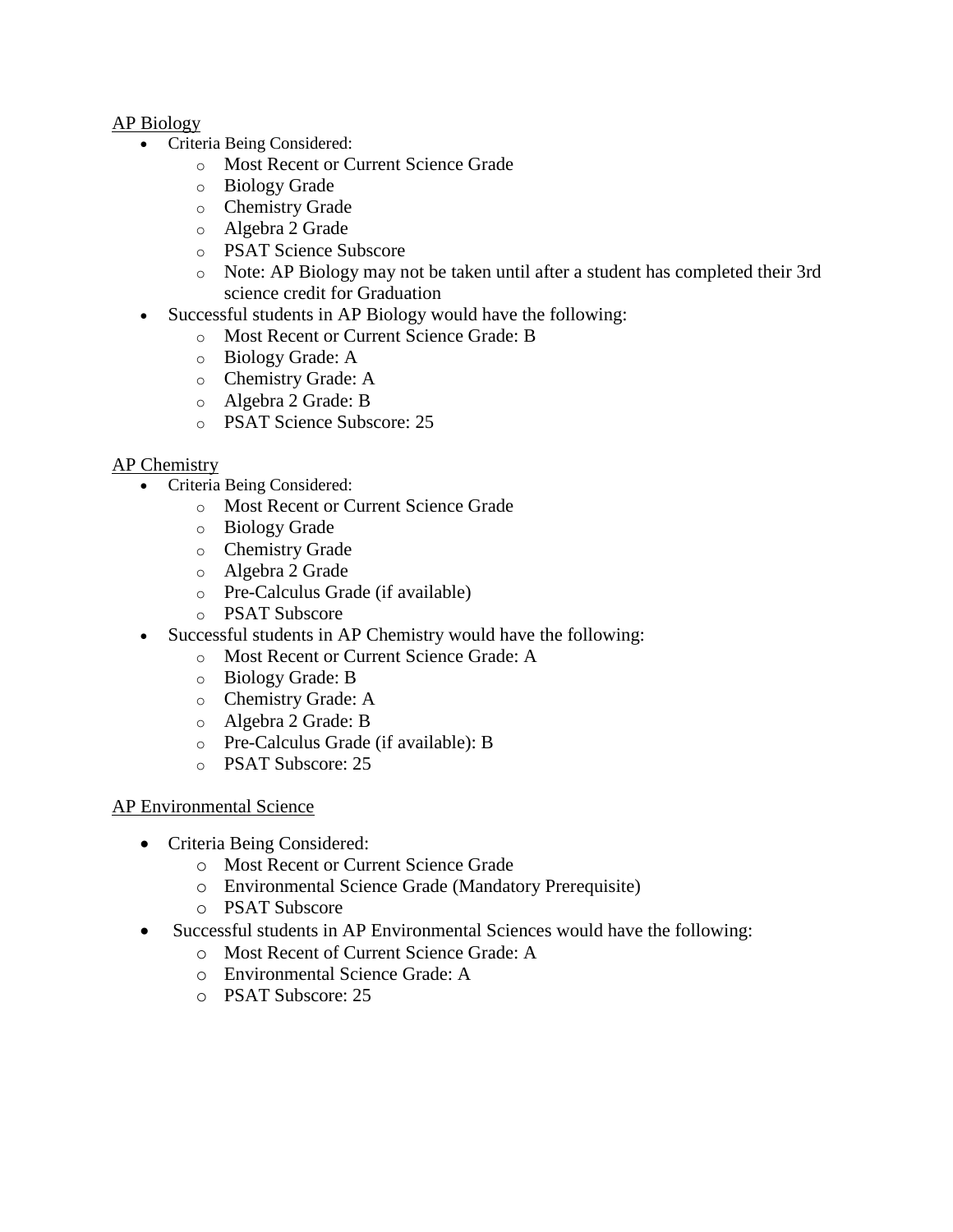AP Biology

- Criteria Being Considered:
  - Most Recent or Current Science Grade
  - Biology Grade
  - Chemistry Grade
  - Algebra 2 Grade
  - PSAT Science Subscore
  - Note: AP Biology may not be taken until after a student has completed their 3rd science credit for Graduation
- Successful students in AP Biology would have the following:
  - Most Recent or Current Science Grade: B
  - Biology Grade: A
  - Chemistry Grade: A
  - Algebra 2 Grade: B
  - PSAT Science Subscore: 25

AP Chemistry

- Criteria Being Considered:
  - Most Recent or Current Science Grade
  - Biology Grade
  - Chemistry Grade
  - Algebra 2 Grade
  - Pre-Calculus Grade (if available)
  - PSAT Subscore
- Successful students in AP Chemistry would have the following:
  - Most Recent or Current Science Grade: A
  - Biology Grade: B
  - Chemistry Grade: A
  - Algebra 2 Grade: B
  - Pre-Calculus Grade (if available): B
  - PSAT Subscore: 25

AP Environmental Science

- Criteria Being Considered:
  - Most Recent or Current Science Grade
  - Environmental Science Grade (Mandatory Prerequisite)
  - PSAT Subscore
- Successful students in AP Environmental Sciences would have the following:
  - Most Recent of Current Science Grade: A
  - Environmental Science Grade: A
  - PSAT Subscore: 25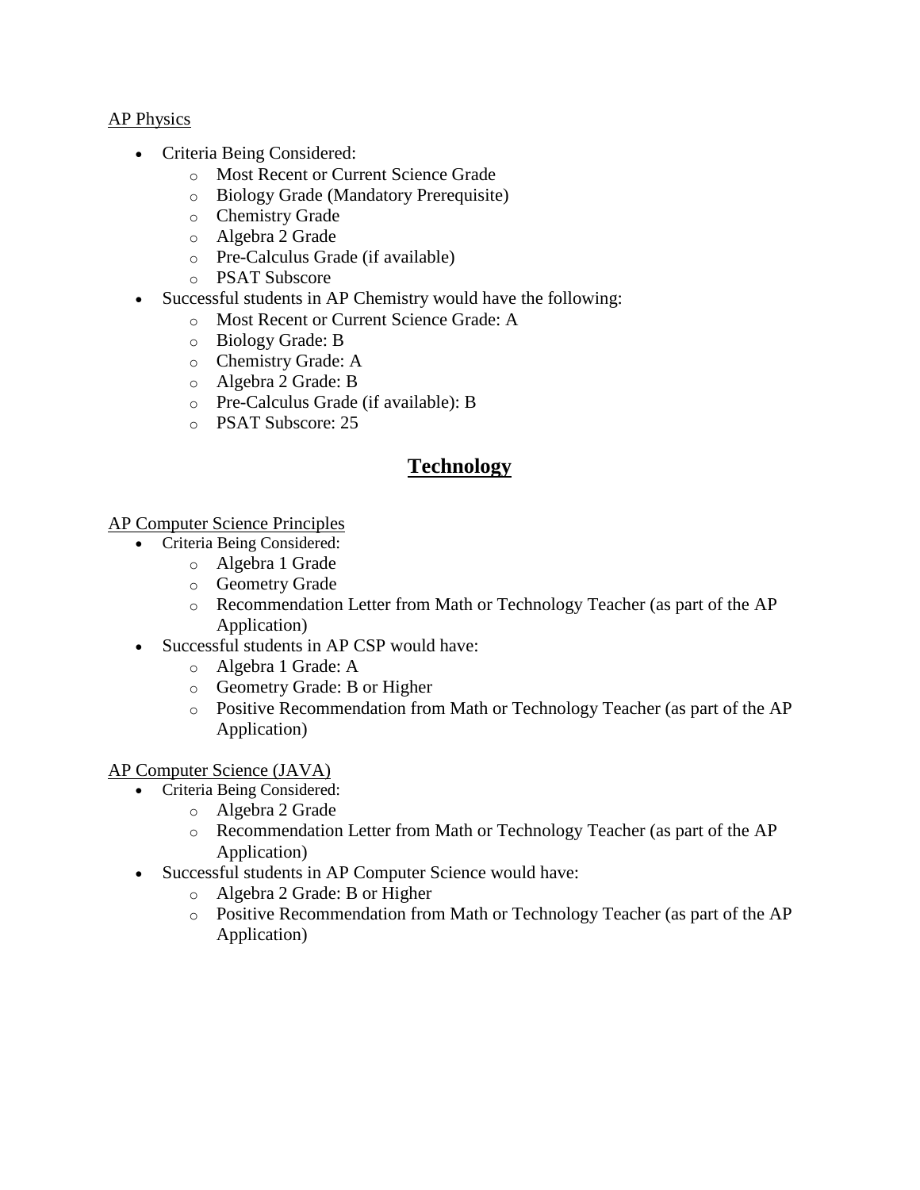AP Physics

- Criteria Being Considered:
    - Most Recent or Current Science Grade
    - Biology Grade (Mandatory Prerequisite)
    - Chemistry Grade
    - Algebra 2 Grade
    - Pre-Calculus Grade (if available)
    - PSAT Subscore
- Successful students in AP Chemistry would have the following:
    - Most Recent or Current Science Grade: A
    - Biology Grade: B
    - Chemistry Grade: A
    - Algebra 2 Grade: B
    - Pre-Calculus Grade (if available): B
    - PSAT Subscore: 25

## Technology

AP Computer Science Principles

- Criteria Being Considered:
    - Algebra 1 Grade
    - Geometry Grade
    - Recommendation Letter from Math or Technology Teacher (as part of the AP Application)
- Successful students in AP CSP would have:
    - Algebra 1 Grade: A
    - Geometry Grade: B or Higher
    - Positive Recommendation from Math or Technology Teacher (as part of the AP Application)

AP Computer Science (JAVA)

- Criteria Being Considered:
    - Algebra 2 Grade
    - Recommendation Letter from Math or Technology Teacher (as part of the AP Application)
- Successful students in AP Computer Science would have:
    - Algebra 2 Grade: B or Higher
    - Positive Recommendation from Math or Technology Teacher (as part of the AP Application)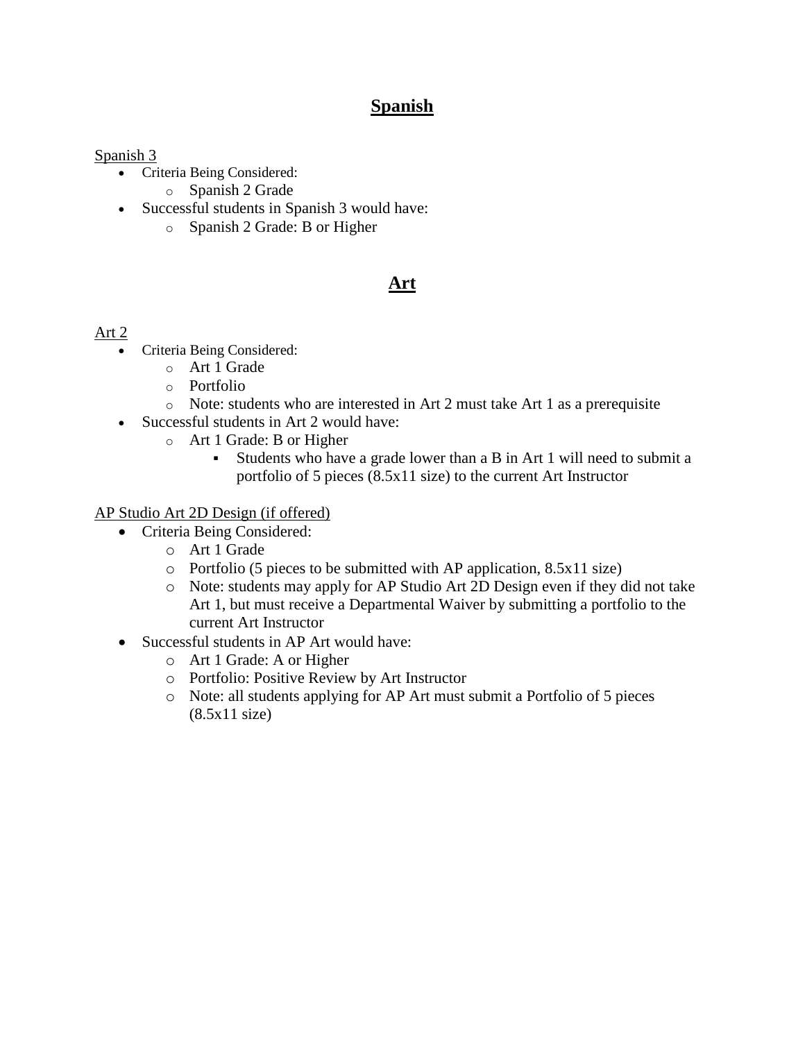## **Spanish**

Spanish 3

- Criteria Being Considered:
  - Spanish 2 Grade
- Successful students in Spanish 3 would have:
  - Spanish 2 Grade: B or Higher

## **Art**

Art 2

- Criteria Being Considered:
  - Art 1 Grade
  - Portfolio
  - Note: students who are interested in Art 2 must take Art 1 as a prerequisite
- Successful students in Art 2 would have:
  - Art 1 Grade: B or Higher
    - Students who have a grade lower than a B in Art 1 will need to submit a portfolio of 5 pieces (8.5x11 size) to the current Art Instructor

AP Studio Art 2D Design (if offered)

- Criteria Being Considered:
  - Art 1 Grade
  - Portfolio (5 pieces to be submitted with AP application, 8.5x11 size)
  - Note: students may apply for AP Studio Art 2D Design even if they did not take Art 1, but must receive a Departmental Waiver by submitting a portfolio to the current Art Instructor
- Successful students in AP Art would have:
  - Art 1 Grade: A or Higher
  - Portfolio: Positive Review by Art Instructor
  - Note: all students applying for AP Art must submit a Portfolio of 5 pieces (8.5x11 size)